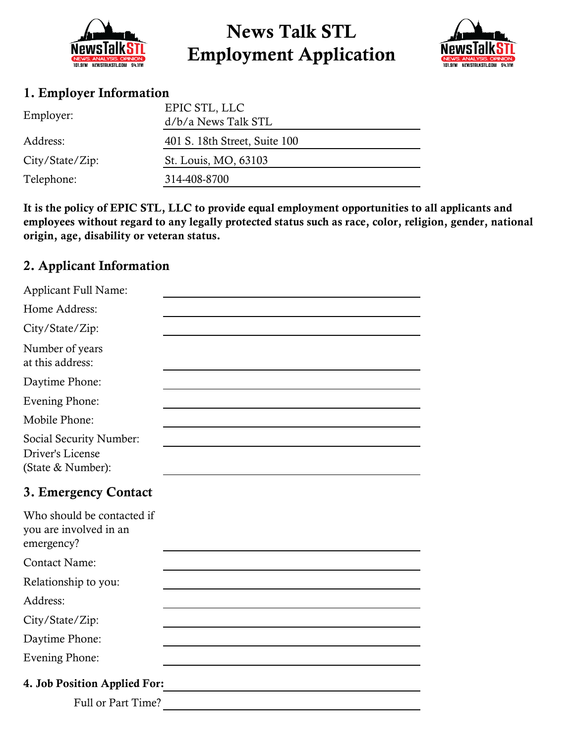# News Talk STL Employment Application

## 1. Employer Information

| | |
|---|---|
| Employer: | EPIC STL, LLC d/b/a News Talk STL |
| Address: | 401 S. 18th Street, Suite 100 |
| City/State/Zip: | St. Louis, MO, 63103 |
| Telephone: | 314-408-8700 |

**It is the policy of EPIC STL, LLC to provide equal employment opportunities to all applicants and employees without regard to any legally protected status such as race, color, religion, gender, national origin, age, disability or veteran status.**

## 2. Applicant Information

Applicant Full Name: ______________________________

Home Address: ______________________________

City/State/Zip: ______________________________

Number of years at this address: ______________________________

Daytime Phone: ______________________________

Evening Phone: ______________________________

Mobile Phone: ______________________________

Social Security Number: ______________________________

Driver's License (State & Number): ______________________________

## 3. Emergency Contact

Who should be contacted if you are involved in an emergency? ______________________________

Contact Name: ______________________________

Relationship to you: ______________________________

Address: ______________________________

City/State/Zip: ______________________________

Daytime Phone: ______________________________

Evening Phone: ______________________________

**4. Job Position Applied For:** ______________________________

Full or Part Time? ______________________________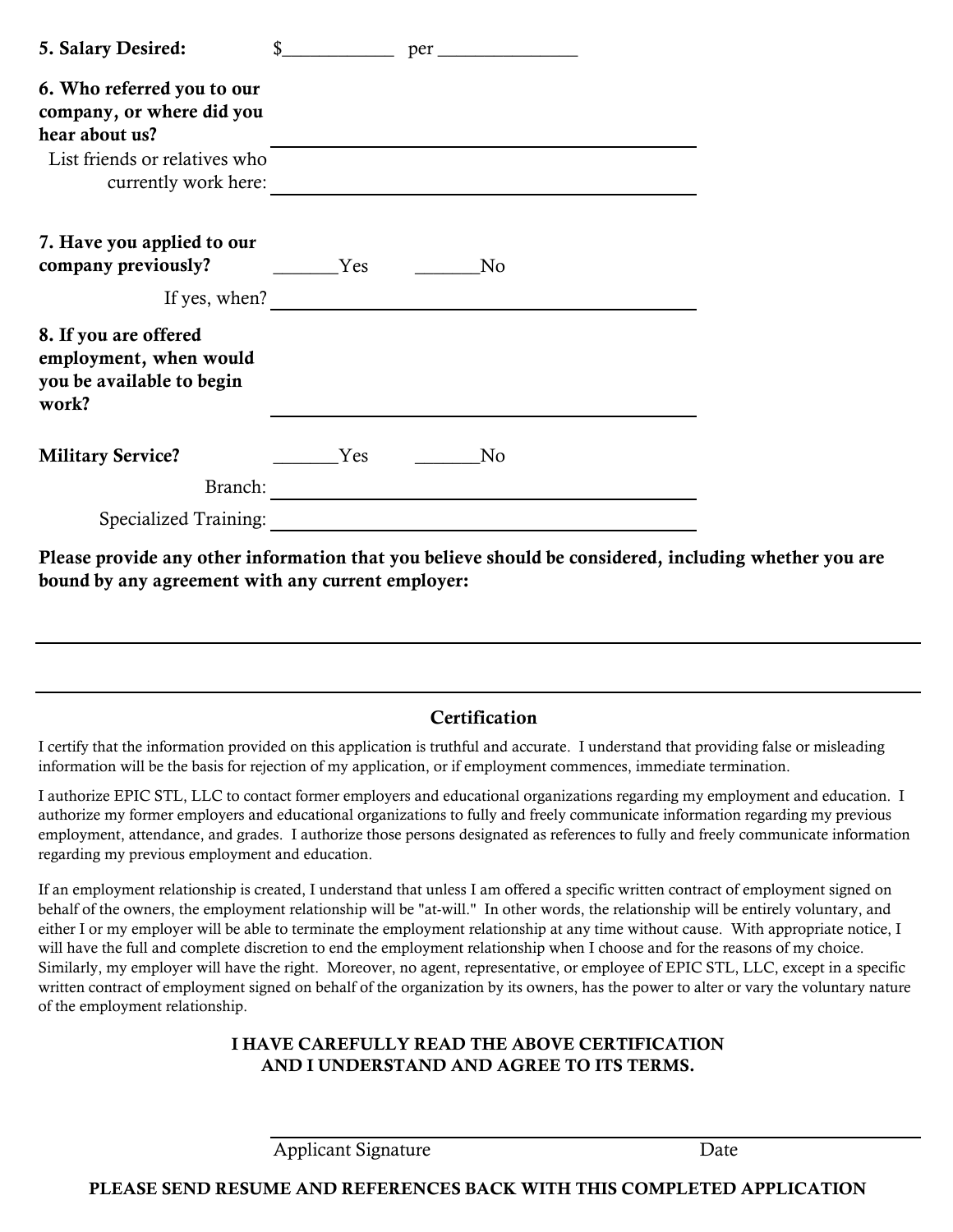**5. Salary Desired:** $____________ per _______________

**6. Who referred you to our company, or where did you hear about us?** ________________________________________

List friends or relatives who currently work here: ________________________________________

**7. Have you applied to our company previously?** _______Yes _______No

If yes, when? ________________________________________

**8. If you are offered employment, when would you be available to begin work?** ________________________________________

**Military Service?** _______Yes _______No

Branch: ________________________________________

Specialized Training: ________________________________________

**Please provide any other information that you believe should be considered, including whether you are bound by any agreement with any current employer:**

________________________________________________________________________________

________________________________________________________________________________

## Certification

I certify that the information provided on this application is truthful and accurate. I understand that providing false or misleading information will be the basis for rejection of my application, or if employment commences, immediate termination.

I authorize EPIC STL, LLC to contact former employers and educational organizations regarding my employment and education. I authorize my former employers and educational organizations to fully and freely communicate information regarding my previous employment, attendance, and grades. I authorize those persons designated as references to fully and freely communicate information regarding my previous employment and education.

If an employment relationship is created, I understand that unless I am offered a specific written contract of employment signed on behalf of the owners, the employment relationship will be "at-will." In other words, the relationship will be entirely voluntary, and either I or my employer will be able to terminate the employment relationship at any time without cause. With appropriate notice, I will have the full and complete discretion to end the employment relationship when I choose and for the reasons of my choice. Similarly, my employer will have the right. Moreover, no agent, representative, or employee of EPIC STL, LLC, except in a specific written contract of employment signed on behalf of the organization by its owners, has the power to alter or vary the voluntary nature of the employment relationship.

**I HAVE CAREFULLY READ THE ABOVE CERTIFICATION AND I UNDERSTAND AND AGREE TO ITS TERMS.**

________________________________________________________________________________

Applicant Signature Date

**PLEASE SEND RESUME AND REFERENCES BACK WITH THIS COMPLETED APPLICATION**